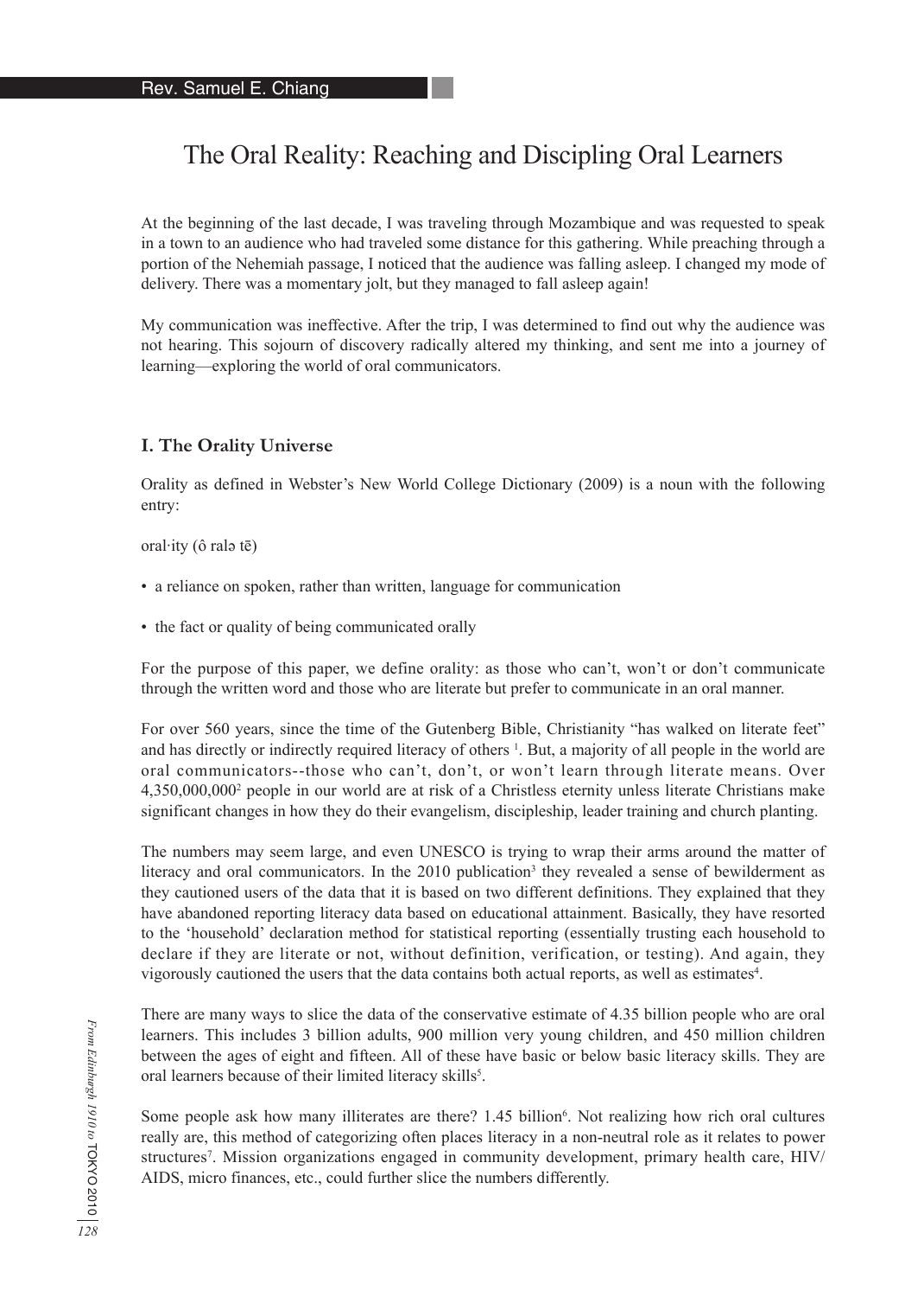Rev. Samuel E. Chiang

# The Oral Reality: Reaching and Discipling Oral Learners

At the beginning of the last decade, I was traveling through Mozambique and was requested to speak in a town to an audience who had traveled some distance for this gathering. While preaching through a portion of the Nehemiah passage, I noticed that the audience was falling asleep. I changed my mode of delivery. There was a momentary jolt, but they managed to fall asleep again!

My communication was ineffective. After the trip, I was determined to find out why the audience was not hearing. This sojourn of discovery radically altered my thinking, and sent me into a journey of learning—exploring the world of oral communicators.

## I. The Orality Universe

Orality as defined in Webster's New World College Dictionary (2009) is a noun with the following entry:

oral·ity (ô ralə tē)

- a reliance on spoken, rather than written, language for communication
- the fact or quality of being communicated orally

For the purpose of this paper, we define orality: as those who can't, won't or don't communicate through the written word and those who are literate but prefer to communicate in an oral manner.

For over 560 years, since the time of the Gutenberg Bible, Christianity "has walked on literate feet" and has directly or indirectly required literacy of others [1]. But, a majority of all people in the world are oral communicators--those who can't, don't, or won't learn through literate means. Over 4,350,000,000[2] people in our world are at risk of a Christless eternity unless literate Christians make significant changes in how they do their evangelism, discipleship, leader training and church planting.

The numbers may seem large, and even UNESCO is trying to wrap their arms around the matter of literacy and oral communicators. In the 2010 publication[3] they revealed a sense of bewilderment as they cautioned users of the data that it is based on two different definitions. They explained that they have abandoned reporting literacy data based on educational attainment. Basically, they have resorted to the 'household' declaration method for statistical reporting (essentially trusting each household to declare if they are literate or not, without definition, verification, or testing). And again, they vigorously cautioned the users that the data contains both actual reports, as well as estimates[4].

There are many ways to slice the data of the conservative estimate of 4.35 billion people who are oral learners. This includes 3 billion adults, 900 million very young children, and 450 million children between the ages of eight and fifteen. All of these have basic or below basic literacy skills. They are oral learners because of their limited literacy skills[5].

Some people ask how many illiterates are there? 1.45 billion[6]. Not realizing how rich oral cultures really are, this method of categorizing often places literacy in a non-neutral role as it relates to power structures[7]. Mission organizations engaged in community development, primary health care, HIV/AIDS, micro finances, etc., could further slice the numbers differently.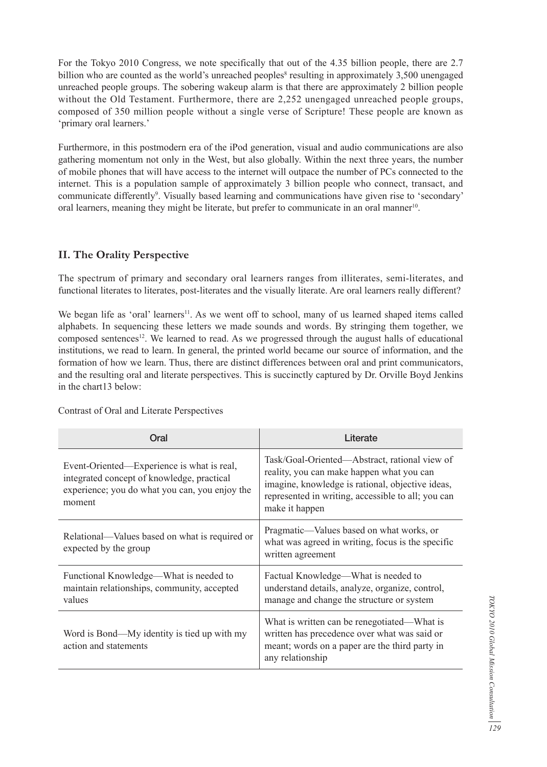For the Tokyo 2010 Congress, we note specifically that out of the 4.35 billion people, there are 2.7 billion who are counted as the world's unreached peoples[8] resulting in approximately 3,500 unengaged unreached people groups. The sobering wakeup alarm is that there are approximately 2 billion people without the Old Testament. Furthermore, there are 2,252 unengaged unreached people groups, composed of 350 million people without a single verse of Scripture! These people are known as 'primary oral learners.'

Furthermore, in this postmodern era of the iPod generation, visual and audio communications are also gathering momentum not only in the West, but also globally. Within the next three years, the number of mobile phones that will have access to the internet will outpace the number of PCs connected to the internet. This is a population sample of approximately 3 billion people who connect, transact, and communicate differently[9]. Visually based learning and communications have given rise to 'secondary' oral learners, meaning they might be literate, but prefer to communicate in an oral manner[10].

## II. The Orality Perspective

The spectrum of primary and secondary oral learners ranges from illiterates, semi-literates, and functional literates to literates, post-literates and the visually literate. Are oral learners really different?

We began life as 'oral' learners[11]. As we went off to school, many of us learned shaped items called alphabets. In sequencing these letters we made sounds and words. By stringing them together, we composed sentences[12]. We learned to read. As we progressed through the august halls of educational institutions, we read to learn. In general, the printed world became our source of information, and the formation of how we learn. Thus, there are distinct differences between oral and print communicators, and the resulting oral and literate perspectives. This is succinctly captured by Dr. Orville Boyd Jenkins in the chart13 below:

Contrast of Oral and Literate Perspectives

| Oral | Literate |
|---|---|
| Event-Oriented—Experience is what is real, integrated concept of knowledge, practical experience; you do what you can, you enjoy the moment | Task/Goal-Oriented—Abstract, rational view of reality, you can make happen what you can imagine, knowledge is rational, objective ideas, represented in writing, accessible to all; you can make it happen |
| Relational—Values based on what is required or expected by the group | Pragmatic—Values based on what works, or what was agreed in writing, focus is the specific written agreement |
| Functional Knowledge—What is needed to maintain relationships, community, accepted values | Factual Knowledge—What is needed to understand details, analyze, organize, control, manage and change the structure or system |
| Word is Bond—My identity is tied up with my action and statements | What is written can be renegotiated—What is written has precedence over what was said or meant; words on a paper are the third party in any relationship |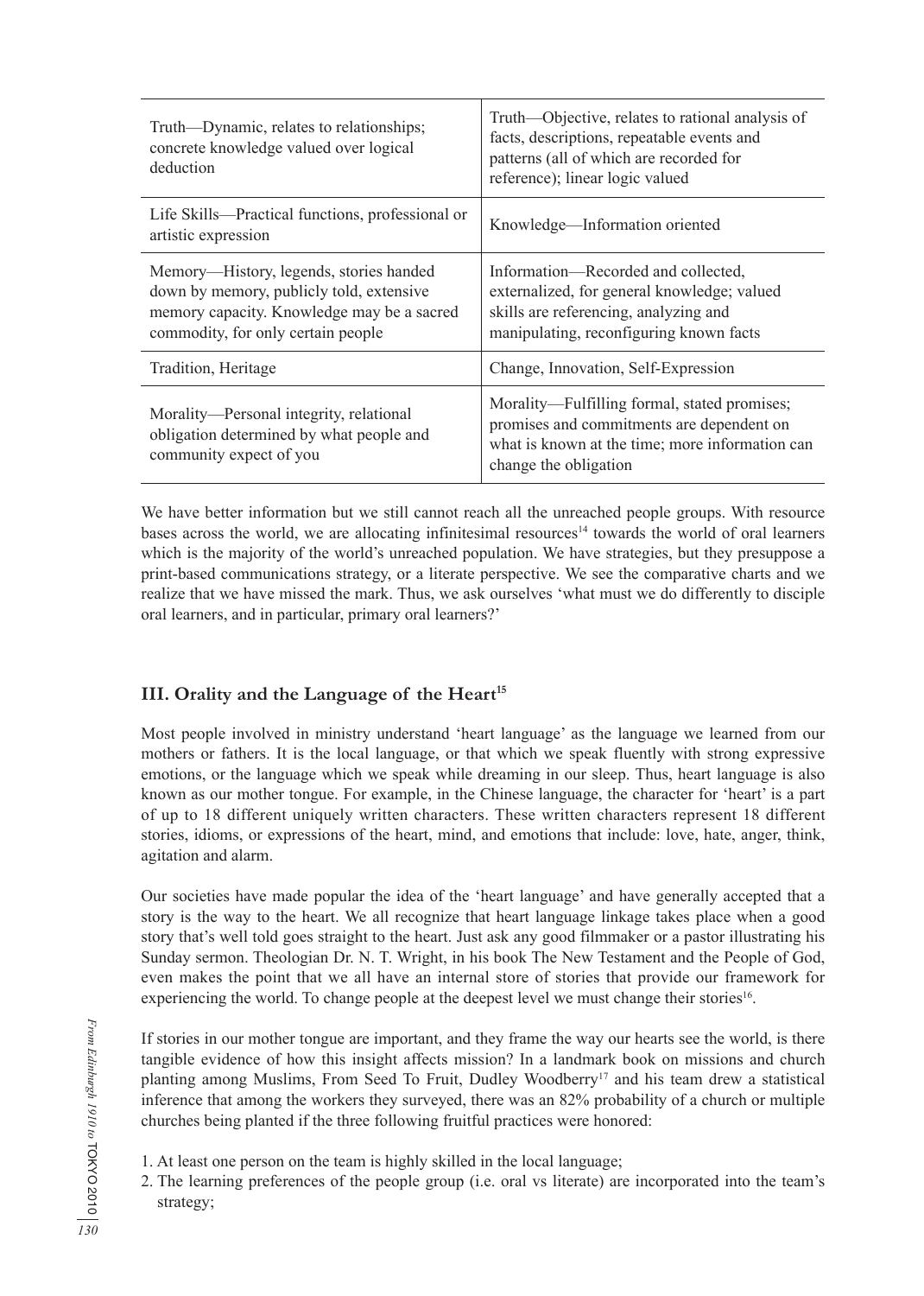| | |
|---|---|
| Truth—Dynamic, relates to relationships; concrete knowledge valued over logical deduction | Truth—Objective, relates to rational analysis of facts, descriptions, repeatable events and patterns (all of which are recorded for reference); linear logic valued |
| Life Skills—Practical functions, professional or artistic expression | Knowledge—Information oriented |
| Memory—History, legends, stories handed down by memory, publicly told, extensive memory capacity. Knowledge may be a sacred commodity, for only certain people | Information—Recorded and collected, externalized, for general knowledge; valued skills are referencing, analyzing and manipulating, reconfiguring known facts |
| Tradition, Heritage | Change, Innovation, Self-Expression |
| Morality—Personal integrity, relational obligation determined by what people and community expect of you | Morality—Fulfilling formal, stated promises; promises and commitments are dependent on what is known at the time; more information can change the obligation |

We have better information but we still cannot reach all the unreached people groups. With resource bases across the world, we are allocating infinitesimal resources[14] towards the world of oral learners which is the majority of the world's unreached population. We have strategies, but they presuppose a print-based communications strategy, or a literate perspective. We see the comparative charts and we realize that we have missed the mark. Thus, we ask ourselves 'what must we do differently to disciple oral learners, and in particular, primary oral learners?'

## III. Orality and the Language of the Heart[15]

Most people involved in ministry understand 'heart language' as the language we learned from our mothers or fathers. It is the local language, or that which we speak fluently with strong expressive emotions, or the language which we speak while dreaming in our sleep. Thus, heart language is also known as our mother tongue. For example, in the Chinese language, the character for 'heart' is a part of up to 18 different uniquely written characters. These written characters represent 18 different stories, idioms, or expressions of the heart, mind, and emotions that include: love, hate, anger, think, agitation and alarm.

Our societies have made popular the idea of the 'heart language' and have generally accepted that a story is the way to the heart. We all recognize that heart language linkage takes place when a good story that's well told goes straight to the heart. Just ask any good filmmaker or a pastor illustrating his Sunday sermon. Theologian Dr. N. T. Wright, in his book The New Testament and the People of God, even makes the point that we all have an internal store of stories that provide our framework for experiencing the world. To change people at the deepest level we must change their stories[16].

If stories in our mother tongue are important, and they frame the way our hearts see the world, is there tangible evidence of how this insight affects mission? In a landmark book on missions and church planting among Muslims, From Seed To Fruit, Dudley Woodberry[17] and his team drew a statistical inference that among the workers they surveyed, there was an 82% probability of a church or multiple churches being planted if the three following fruitful practices were honored:

1. At least one person on the team is highly skilled in the local language;
2. The learning preferences of the people group (i.e. oral vs literate) are incorporated into the team's strategy;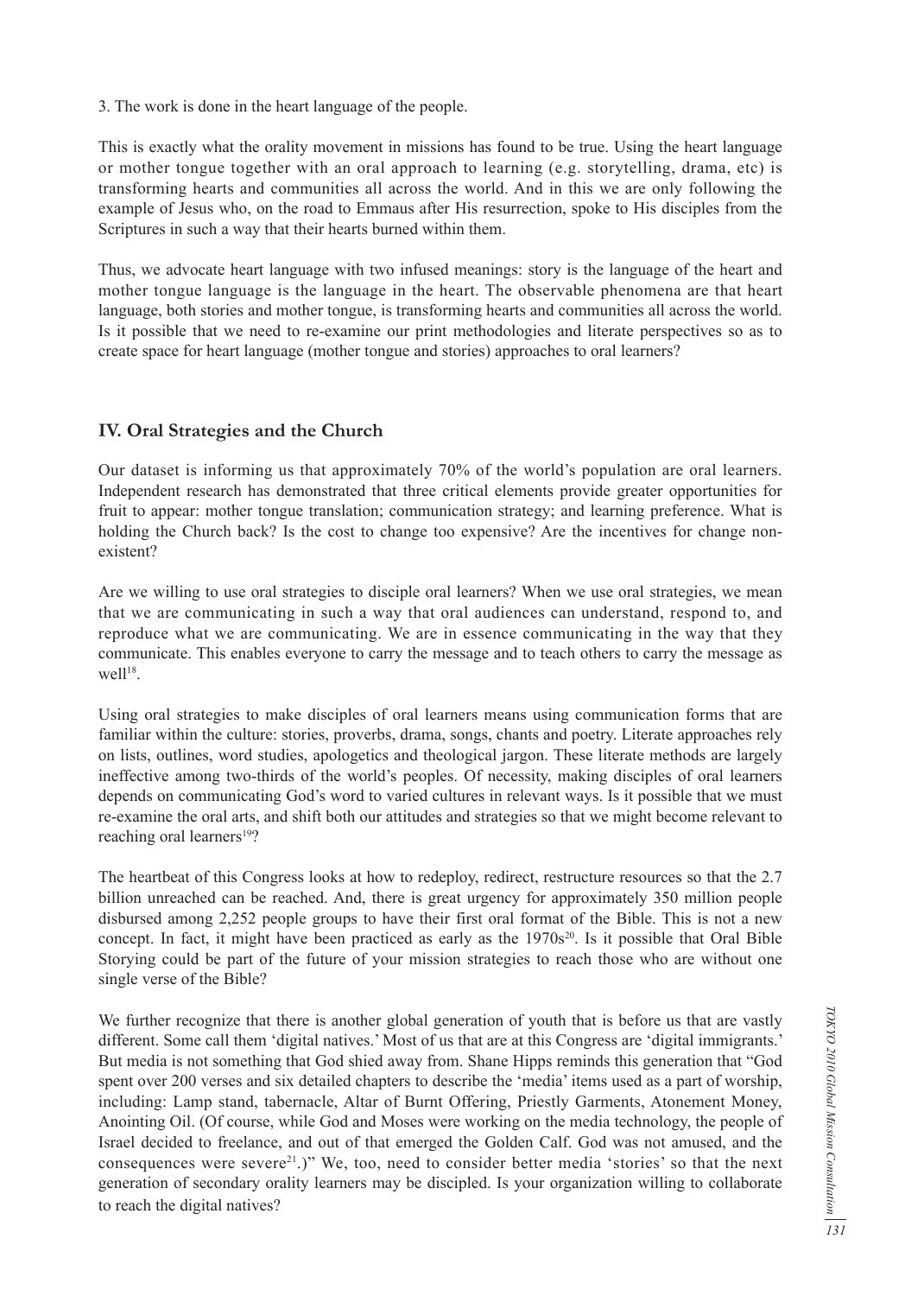3. The work is done in the heart language of the people.

This is exactly what the orality movement in missions has found to be true. Using the heart language or mother tongue together with an oral approach to learning (e.g. storytelling, drama, etc) is transforming hearts and communities all across the world. And in this we are only following the example of Jesus who, on the road to Emmaus after His resurrection, spoke to His disciples from the Scriptures in such a way that their hearts burned within them.

Thus, we advocate heart language with two infused meanings: story is the language of the heart and mother tongue language is the language in the heart. The observable phenomena are that heart language, both stories and mother tongue, is transforming hearts and communities all across the world. Is it possible that we need to re-examine our print methodologies and literate perspectives so as to create space for heart language (mother tongue and stories) approaches to oral learners?

## IV. Oral Strategies and the Church

Our dataset is informing us that approximately 70% of the world's population are oral learners. Independent research has demonstrated that three critical elements provide greater opportunities for fruit to appear: mother tongue translation; communication strategy; and learning preference. What is holding the Church back? Is the cost to change too expensive? Are the incentives for change non-existent?

Are we willing to use oral strategies to disciple oral learners? When we use oral strategies, we mean that we are communicating in such a way that oral audiences can understand, respond to, and reproduce what we are communicating. We are in essence communicating in the way that they communicate. This enables everyone to carry the message and to teach others to carry the message as well[18].

Using oral strategies to make disciples of oral learners means using communication forms that are familiar within the culture: stories, proverbs, drama, songs, chants and poetry. Literate approaches rely on lists, outlines, word studies, apologetics and theological jargon. These literate methods are largely ineffective among two-thirds of the world's peoples. Of necessity, making disciples of oral learners depends on communicating God's word to varied cultures in relevant ways. Is it possible that we must re-examine the oral arts, and shift both our attitudes and strategies so that we might become relevant to reaching oral learners[19]?

The heartbeat of this Congress looks at how to redeploy, redirect, restructure resources so that the 2.7 billion unreached can be reached. And, there is great urgency for approximately 350 million people disbursed among 2,252 people groups to have their first oral format of the Bible. This is not a new concept. In fact, it might have been practiced as early as the 1970s[20]. Is it possible that Oral Bible Storying could be part of the future of your mission strategies to reach those who are without one single verse of the Bible?

We further recognize that there is another global generation of youth that is before us that are vastly different. Some call them 'digital natives.' Most of us that are at this Congress are 'digital immigrants.' But media is not something that God shied away from. Shane Hipps reminds this generation that "God spent over 200 verses and six detailed chapters to describe the 'media' items used as a part of worship, including: Lamp stand, tabernacle, Altar of Burnt Offering, Priestly Garments, Atonement Money, Anointing Oil. (Of course, while God and Moses were working on the media technology, the people of Israel decided to freelance, and out of that emerged the Golden Calf. God was not amused, and the consequences were severe[21].)" We, too, need to consider better media 'stories' so that the next generation of secondary orality learners may be discipled. Is your organization willing to collaborate to reach the digital natives?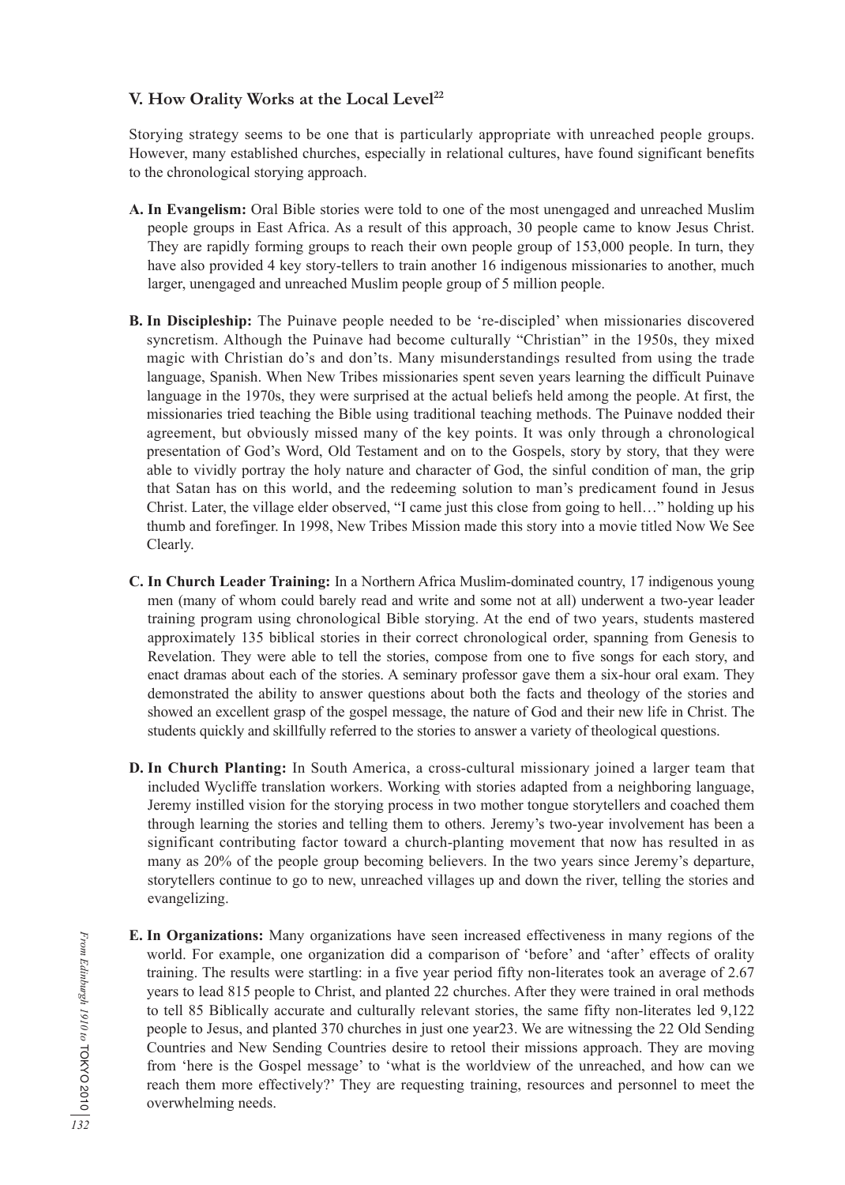## V. How Orality Works at the Local Level[22]

Storying strategy seems to be one that is particularly appropriate with unreached people groups. However, many established churches, especially in relational cultures, have found significant benefits to the chronological storying approach.

**A. In Evangelism:** Oral Bible stories were told to one of the most unengaged and unreached Muslim people groups in East Africa. As a result of this approach, 30 people came to know Jesus Christ. They are rapidly forming groups to reach their own people group of 153,000 people. In turn, they have also provided 4 key story-tellers to train another 16 indigenous missionaries to another, much larger, unengaged and unreached Muslim people group of 5 million people.

**B. In Discipleship:** The Puinave people needed to be 're-discipled' when missionaries discovered syncretism. Although the Puinave had become culturally "Christian" in the 1950s, they mixed magic with Christian do's and don'ts. Many misunderstandings resulted from using the trade language, Spanish. When New Tribes missionaries spent seven years learning the difficult Puinave language in the 1970s, they were surprised at the actual beliefs held among the people. At first, the missionaries tried teaching the Bible using traditional teaching methods. The Puinave nodded their agreement, but obviously missed many of the key points. It was only through a chronological presentation of God's Word, Old Testament and on to the Gospels, story by story, that they were able to vividly portray the holy nature and character of God, the sinful condition of man, the grip that Satan has on this world, and the redeeming solution to man's predicament found in Jesus Christ. Later, the village elder observed, "I came just this close from going to hell…" holding up his thumb and forefinger. In 1998, New Tribes Mission made this story into a movie titled Now We See Clearly.

**C. In Church Leader Training:** In a Northern Africa Muslim-dominated country, 17 indigenous young men (many of whom could barely read and write and some not at all) underwent a two-year leader training program using chronological Bible storying. At the end of two years, students mastered approximately 135 biblical stories in their correct chronological order, spanning from Genesis to Revelation. They were able to tell the stories, compose from one to five songs for each story, and enact dramas about each of the stories. A seminary professor gave them a six-hour oral exam. They demonstrated the ability to answer questions about both the facts and theology of the stories and showed an excellent grasp of the gospel message, the nature of God and their new life in Christ. The students quickly and skillfully referred to the stories to answer a variety of theological questions.

**D. In Church Planting:** In South America, a cross-cultural missionary joined a larger team that included Wycliffe translation workers. Working with stories adapted from a neighboring language, Jeremy instilled vision for the storying process in two mother tongue storytellers and coached them through learning the stories and telling them to others. Jeremy's two-year involvement has been a significant contributing factor toward a church-planting movement that now has resulted in as many as 20% of the people group becoming believers. In the two years since Jeremy's departure, storytellers continue to go to new, unreached villages up and down the river, telling the stories and evangelizing.

**E. In Organizations:** Many organizations have seen increased effectiveness in many regions of the world. For example, one organization did a comparison of 'before' and 'after' effects of orality training. The results were startling: in a five year period fifty non-literates took an average of 2.67 years to lead 815 people to Christ, and planted 22 churches. After they were trained in oral methods to tell 85 Biblically accurate and culturally relevant stories, the same fifty non-literates led 9,122 people to Jesus, and planted 370 churches in just one year23. We are witnessing the 22 Old Sending Countries and New Sending Countries desire to retool their missions approach. They are moving from 'here is the Gospel message' to 'what is the worldview of the unreached, and how can we reach them more effectively?' They are requesting training, resources and personnel to meet the overwhelming needs.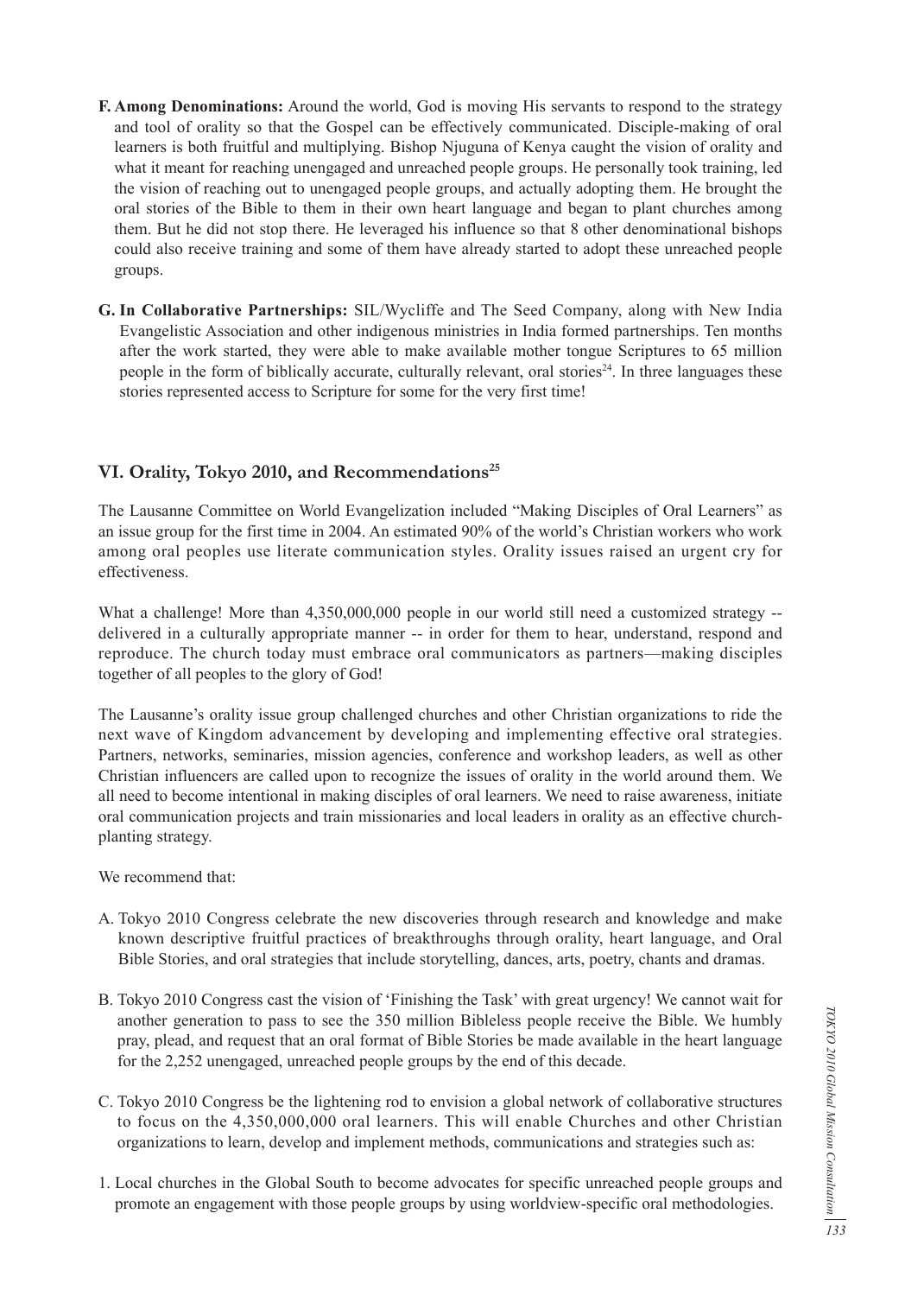**F. Among Denominations:** Around the world, God is moving His servants to respond to the strategy and tool of orality so that the Gospel can be effectively communicated. Disciple-making of oral learners is both fruitful and multiplying. Bishop Njuguna of Kenya caught the vision of orality and what it meant for reaching unengaged and unreached people groups. He personally took training, led the vision of reaching out to unengaged people groups, and actually adopting them. He brought the oral stories of the Bible to them in their own heart language and began to plant churches among them. But he did not stop there. He leveraged his influence so that 8 other denominational bishops could also receive training and some of them have already started to adopt these unreached people groups.

**G. In Collaborative Partnerships:** SIL/Wycliffe and The Seed Company, along with New India Evangelistic Association and other indigenous ministries in India formed partnerships. Ten months after the work started, they were able to make available mother tongue Scriptures to 65 million people in the form of biblically accurate, culturally relevant, oral stories[24]. In three languages these stories represented access to Scripture for some for the very first time!

## VI. Orality, Tokyo 2010, and Recommendations[25]

The Lausanne Committee on World Evangelization included "Making Disciples of Oral Learners" as an issue group for the first time in 2004. An estimated 90% of the world's Christian workers who work among oral peoples use literate communication styles. Orality issues raised an urgent cry for effectiveness.

What a challenge! More than 4,350,000,000 people in our world still need a customized strategy -- delivered in a culturally appropriate manner -- in order for them to hear, understand, respond and reproduce. The church today must embrace oral communicators as partners—making disciples together of all peoples to the glory of God!

The Lausanne's orality issue group challenged churches and other Christian organizations to ride the next wave of Kingdom advancement by developing and implementing effective oral strategies. Partners, networks, seminaries, mission agencies, conference and workshop leaders, as well as other Christian influencers are called upon to recognize the issues of orality in the world around them. We all need to become intentional in making disciples of oral learners. We need to raise awareness, initiate oral communication projects and train missionaries and local leaders in orality as an effective church-planting strategy.

We recommend that:

A. Tokyo 2010 Congress celebrate the new discoveries through research and knowledge and make known descriptive fruitful practices of breakthroughs through orality, heart language, and Oral Bible Stories, and oral strategies that include storytelling, dances, arts, poetry, chants and dramas.

B. Tokyo 2010 Congress cast the vision of 'Finishing the Task' with great urgency! We cannot wait for another generation to pass to see the 350 million Bibleless people receive the Bible. We humbly pray, plead, and request that an oral format of Bible Stories be made available in the heart language for the 2,252 unengaged, unreached people groups by the end of this decade.

C. Tokyo 2010 Congress be the lightening rod to envision a global network of collaborative structures to focus on the 4,350,000,000 oral learners. This will enable Churches and other Christian organizations to learn, develop and implement methods, communications and strategies such as:

1. Local churches in the Global South to become advocates for specific unreached people groups and promote an engagement with those people groups by using worldview-specific oral methodologies.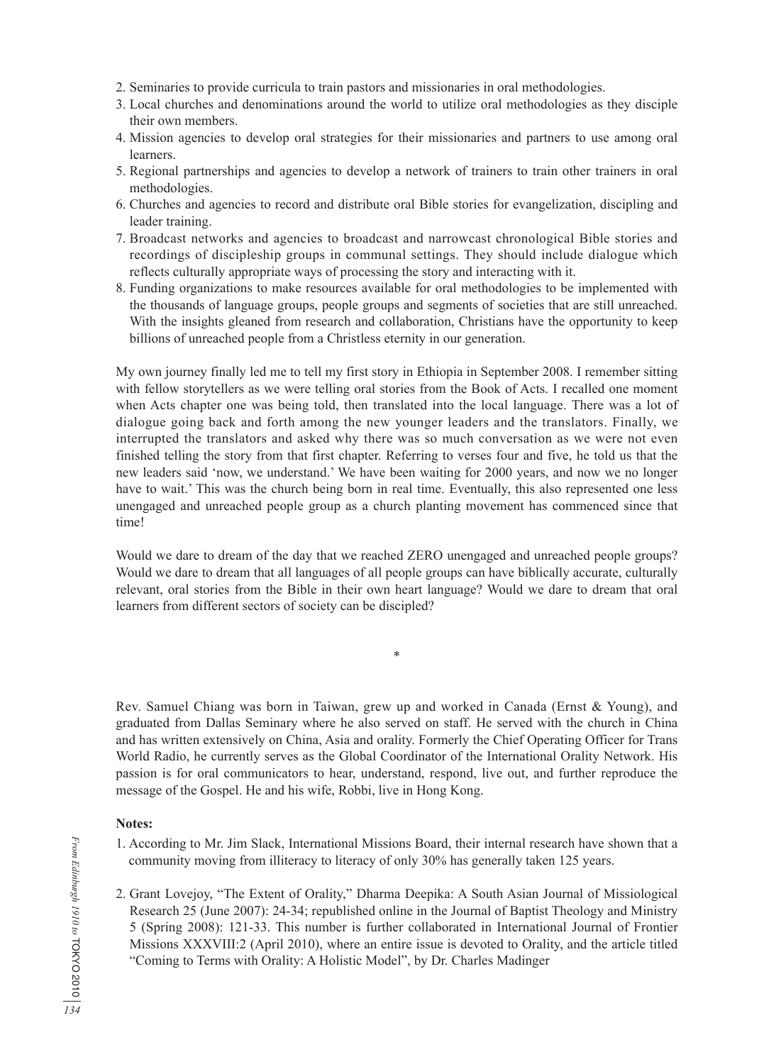2. Seminaries to provide curricula to train pastors and missionaries in oral methodologies.
3. Local churches and denominations around the world to utilize oral methodologies as they disciple their own members.
4. Mission agencies to develop oral strategies for their missionaries and partners to use among oral learners.
5. Regional partnerships and agencies to develop a network of trainers to train other trainers in oral methodologies.
6. Churches and agencies to record and distribute oral Bible stories for evangelization, discipling and leader training.
7. Broadcast networks and agencies to broadcast and narrowcast chronological Bible stories and recordings of discipleship groups in communal settings. They should include dialogue which reflects culturally appropriate ways of processing the story and interacting with it.
8. Funding organizations to make resources available for oral methodologies to be implemented with the thousands of language groups, people groups and segments of societies that are still unreached. With the insights gleaned from research and collaboration, Christians have the opportunity to keep billions of unreached people from a Christless eternity in our generation.

My own journey finally led me to tell my first story in Ethiopia in September 2008. I remember sitting with fellow storytellers as we were telling oral stories from the Book of Acts. I recalled one moment when Acts chapter one was being told, then translated into the local language. There was a lot of dialogue going back and forth among the new younger leaders and the translators. Finally, we interrupted the translators and asked why there was so much conversation as we were not even finished telling the story from that first chapter. Referring to verses four and five, he told us that the new leaders said 'now, we understand.' We have been waiting for 2000 years, and now we no longer have to wait.' This was the church being born in real time. Eventually, this also represented one less unengaged and unreached people group as a church planting movement has commenced since that time!

Would we dare to dream of the day that we reached ZERO unengaged and unreached people groups? Would we dare to dream that all languages of all people groups can have biblically accurate, culturally relevant, oral stories from the Bible in their own heart language? Would we dare to dream that oral learners from different sectors of society can be discipled?

*

Rev. Samuel Chiang was born in Taiwan, grew up and worked in Canada (Ernst & Young), and graduated from Dallas Seminary where he also served on staff. He served with the church in China and has written extensively on China, Asia and orality. Formerly the Chief Operating Officer for Trans World Radio, he currently serves as the Global Coordinator of the International Orality Network. His passion is for oral communicators to hear, understand, respond, live out, and further reproduce the message of the Gospel. He and his wife, Robbi, live in Hong Kong.

**Notes:**

1. According to Mr. Jim Slack, International Missions Board, their internal research have shown that a community moving from illiteracy to literacy of only 30% has generally taken 125 years.

2. Grant Lovejoy, "The Extent of Orality," Dharma Deepika: A South Asian Journal of Missiological Research 25 (June 2007): 24-34; republished online in the Journal of Baptist Theology and Ministry 5 (Spring 2008): 121-33. This number is further collaborated in International Journal of Frontier Missions XXXVIII:2 (April 2010), where an entire issue is devoted to Orality, and the article titled "Coming to Terms with Orality: A Holistic Model", by Dr. Charles Madinger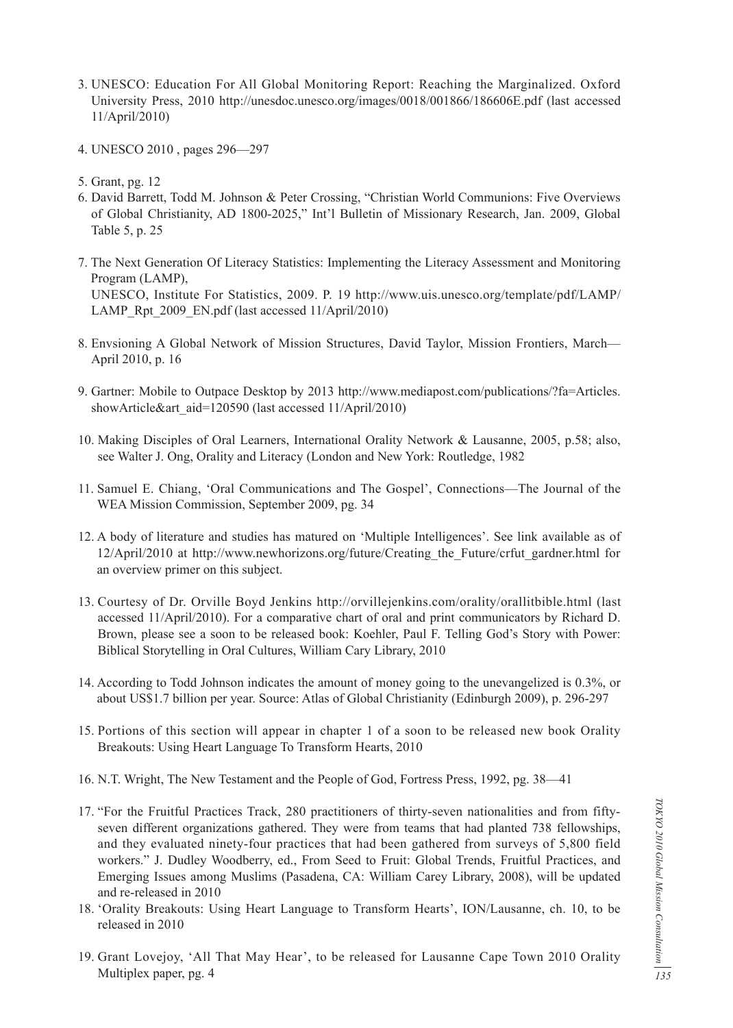3. UNESCO: Education For All Global Monitoring Report: Reaching the Marginalized. Oxford University Press, 2010 http://unesdoc.unesco.org/images/0018/001866/186606E.pdf (last accessed 11/April/2010)

4. UNESCO 2010 , pages 296—297

5. Grant, pg. 12

6. David Barrett, Todd M. Johnson & Peter Crossing, "Christian World Communions: Five Overviews of Global Christianity, AD 1800-2025," Int'l Bulletin of Missionary Research, Jan. 2009, Global Table 5, p. 25

7. The Next Generation Of Literacy Statistics: Implementing the Literacy Assessment and Monitoring Program (LAMP), UNESCO, Institute For Statistics, 2009. P. 19 http://www.uis.unesco.org/template/pdf/LAMP/LAMP_Rpt_2009_EN.pdf (last accessed 11/April/2010)

8. Envsioning A Global Network of Mission Structures, David Taylor, Mission Frontiers, March—April 2010, p. 16

9. Gartner: Mobile to Outpace Desktop by 2013 http://www.mediapost.com/publications/?fa=Articles.showArticle&art_aid=120590 (last accessed 11/April/2010)

10. Making Disciples of Oral Learners, International Orality Network & Lausanne, 2005, p.58; also, see Walter J. Ong, Orality and Literacy (London and New York: Routledge, 1982

11. Samuel E. Chiang, 'Oral Communications and The Gospel', Connections—The Journal of the WEA Mission Commission, September 2009, pg. 34

12. A body of literature and studies has matured on 'Multiple Intelligences'. See link available as of 12/April/2010 at http://www.newhorizons.org/future/Creating_the_Future/crfut_gardner.html for an overview primer on this subject.

13. Courtesy of Dr. Orville Boyd Jenkins http://orvillejenkins.com/orality/orallitbible.html (last accessed 11/April/2010). For a comparative chart of oral and print communicators by Richard D. Brown, please see a soon to be released book: Koehler, Paul F. Telling God's Story with Power: Biblical Storytelling in Oral Cultures, William Cary Library, 2010

14. According to Todd Johnson indicates the amount of money going to the unevangelized is 0.3%, or about US$1.7 billion per year. Source: Atlas of Global Christianity (Edinburgh 2009), p. 296-297

15. Portions of this section will appear in chapter 1 of a soon to be released new book Orality Breakouts: Using Heart Language To Transform Hearts, 2010

16. N.T. Wright, The New Testament and the People of God, Fortress Press, 1992, pg. 38—41

17. "For the Fruitful Practices Track, 280 practitioners of thirty-seven nationalities and from fifty-seven different organizations gathered. They were from teams that had planted 738 fellowships, and they evaluated ninety-four practices that had been gathered from surveys of 5,800 field workers." J. Dudley Woodberry, ed., From Seed to Fruit: Global Trends, Fruitful Practices, and Emerging Issues among Muslims (Pasadena, CA: William Carey Library, 2008), will be updated and re-released in 2010

18. 'Orality Breakouts: Using Heart Language to Transform Hearts', ION/Lausanne, ch. 10, to be released in 2010

19. Grant Lovejoy, 'All That May Hear', to be released for Lausanne Cape Town 2010 Orality Multiplex paper, pg. 4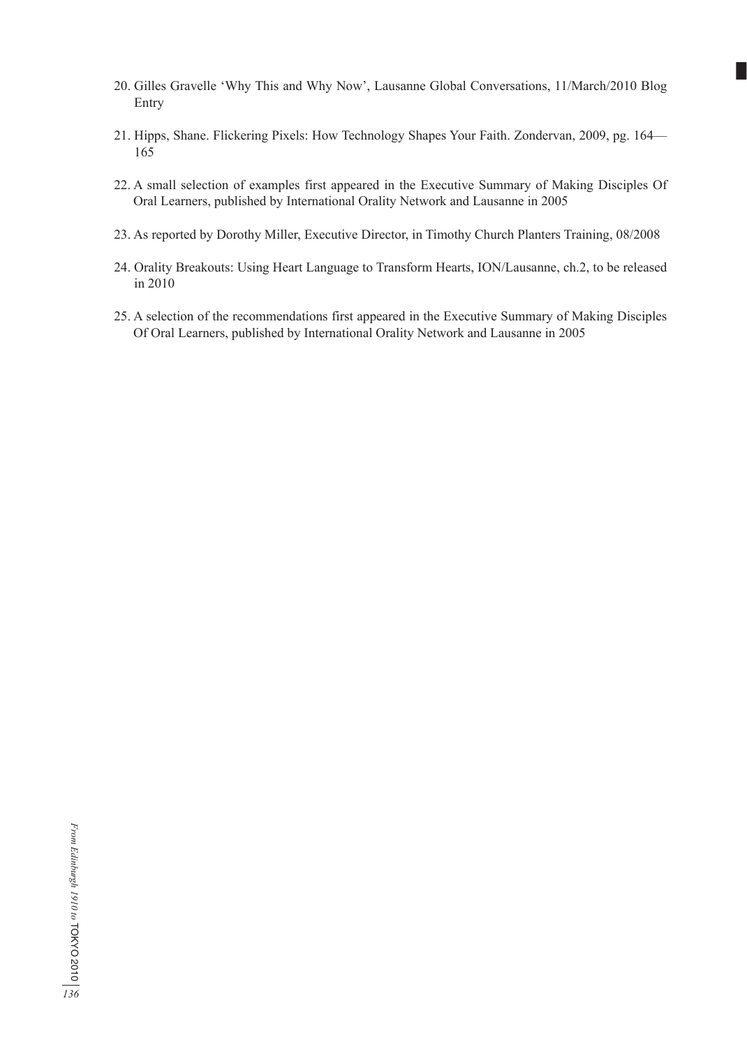20. Gilles Gravelle 'Why This and Why Now', Lausanne Global Conversations, 11/March/2010 Blog Entry

21. Hipps, Shane. Flickering Pixels: How Technology Shapes Your Faith. Zondervan, 2009, pg. 164—165

22. A small selection of examples first appeared in the Executive Summary of Making Disciples Of Oral Learners, published by International Orality Network and Lausanne in 2005

23. As reported by Dorothy Miller, Executive Director, in Timothy Church Planters Training, 08/2008

24. Orality Breakouts: Using Heart Language to Transform Hearts, ION/Lausanne, ch.2, to be released in 2010

25. A selection of the recommendations first appeared in the Executive Summary of Making Disciples Of Oral Learners, published by International Orality Network and Lausanne in 2005